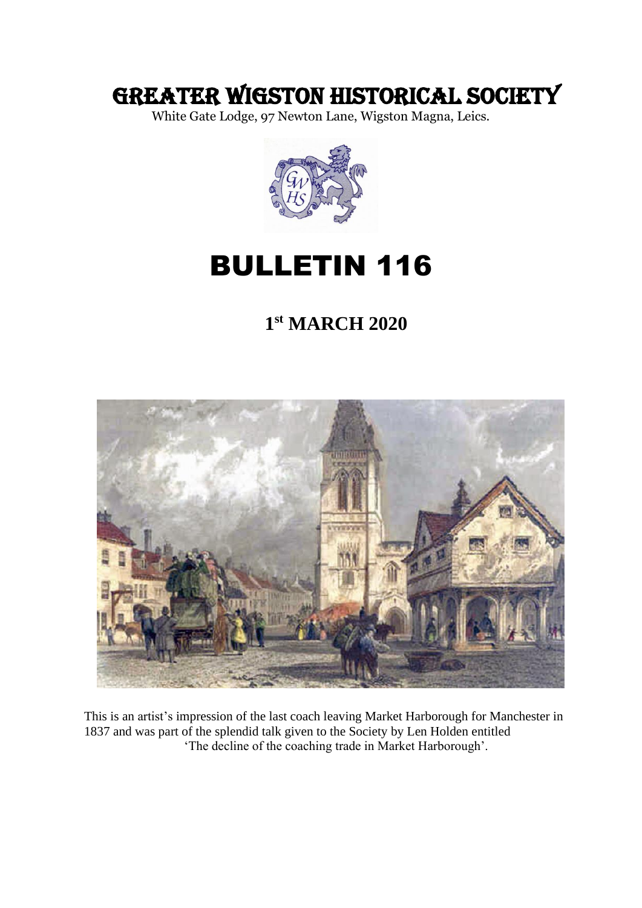# GREATER WIGSTON HISTORICAL SOCIETY

White Gate Lodge, 97 Newton Lane, Wigston Magna, Leics.

# BULLETIN 116

## 1st MARCH 2020

This is an artist's impression of the last coach leaving Market Harborough for Manchester in 1837 and was part of the splendid talk given to the Society by Len Holden entitled 'The decline of the coaching trade in Market Harborough'.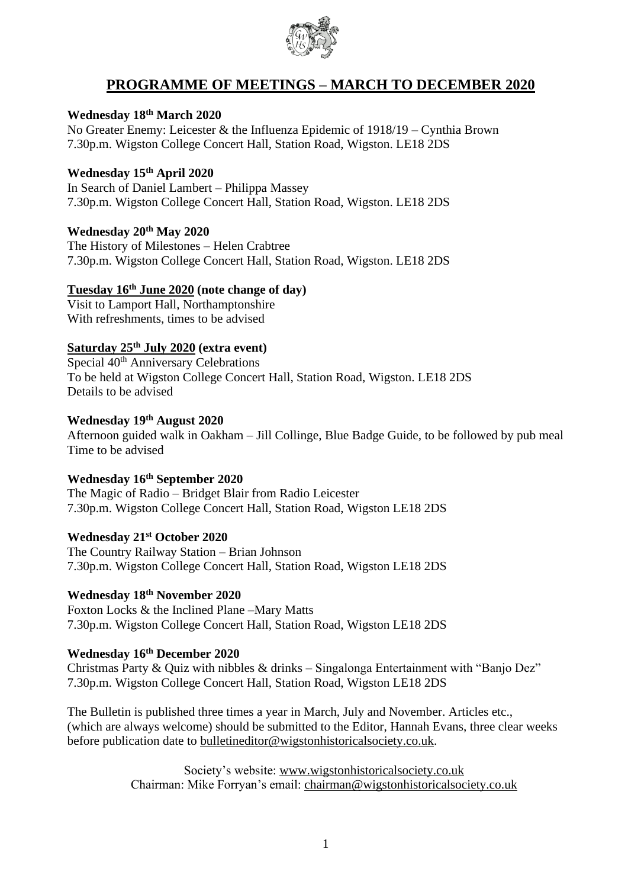## PROGRAMME OF MEETINGS – MARCH TO DECEMBER 2020

**Wednesday 18th March 2020**
No Greater Enemy: Leicester & the Influenza Epidemic of 1918/19 – Cynthia Brown
7.30p.m. Wigston College Concert Hall, Station Road, Wigston. LE18 2DS

**Wednesday 15th April 2020**
In Search of Daniel Lambert – Philippa Massey
7.30p.m. Wigston College Concert Hall, Station Road, Wigston. LE18 2DS

**Wednesday 20th May 2020**
The History of Milestones – Helen Crabtree
7.30p.m. Wigston College Concert Hall, Station Road, Wigston. LE18 2DS

**Tuesday 16th June 2020 (note change of day)**
Visit to Lamport Hall, Northamptonshire
With refreshments, times to be advised

**Saturday 25th July 2020 (extra event)**
Special 40th Anniversary Celebrations
To be held at Wigston College Concert Hall, Station Road, Wigston. LE18 2DS
Details to be advised

**Wednesday 19th August 2020**
Afternoon guided walk in Oakham – Jill Collinge, Blue Badge Guide, to be followed by pub meal
Time to be advised

**Wednesday 16th September 2020**
The Magic of Radio – Bridget Blair from Radio Leicester
7.30p.m. Wigston College Concert Hall, Station Road, Wigston LE18 2DS

**Wednesday 21st October 2020**
The Country Railway Station – Brian Johnson
7.30p.m. Wigston College Concert Hall, Station Road, Wigston LE18 2DS

**Wednesday 18th November 2020**
Foxton Locks & the Inclined Plane –Mary Matts
7.30p.m. Wigston College Concert Hall, Station Road, Wigston LE18 2DS

**Wednesday 16th December 2020**
Christmas Party & Quiz with nibbles & drinks – Singalonga Entertainment with "Banjo Dez"
7.30p.m. Wigston College Concert Hall, Station Road, Wigston LE18 2DS

The Bulletin is published three times a year in March, July and November. Articles etc., (which are always welcome) should be submitted to the Editor, Hannah Evans, three clear weeks before publication date to bulletineditor@wigstonhistoricalsociety.co.uk.

Society's website: www.wigstonhistoricalsociety.co.uk
Chairman: Mike Forryan's email: chairman@wigstonhistoricalsociety.co.uk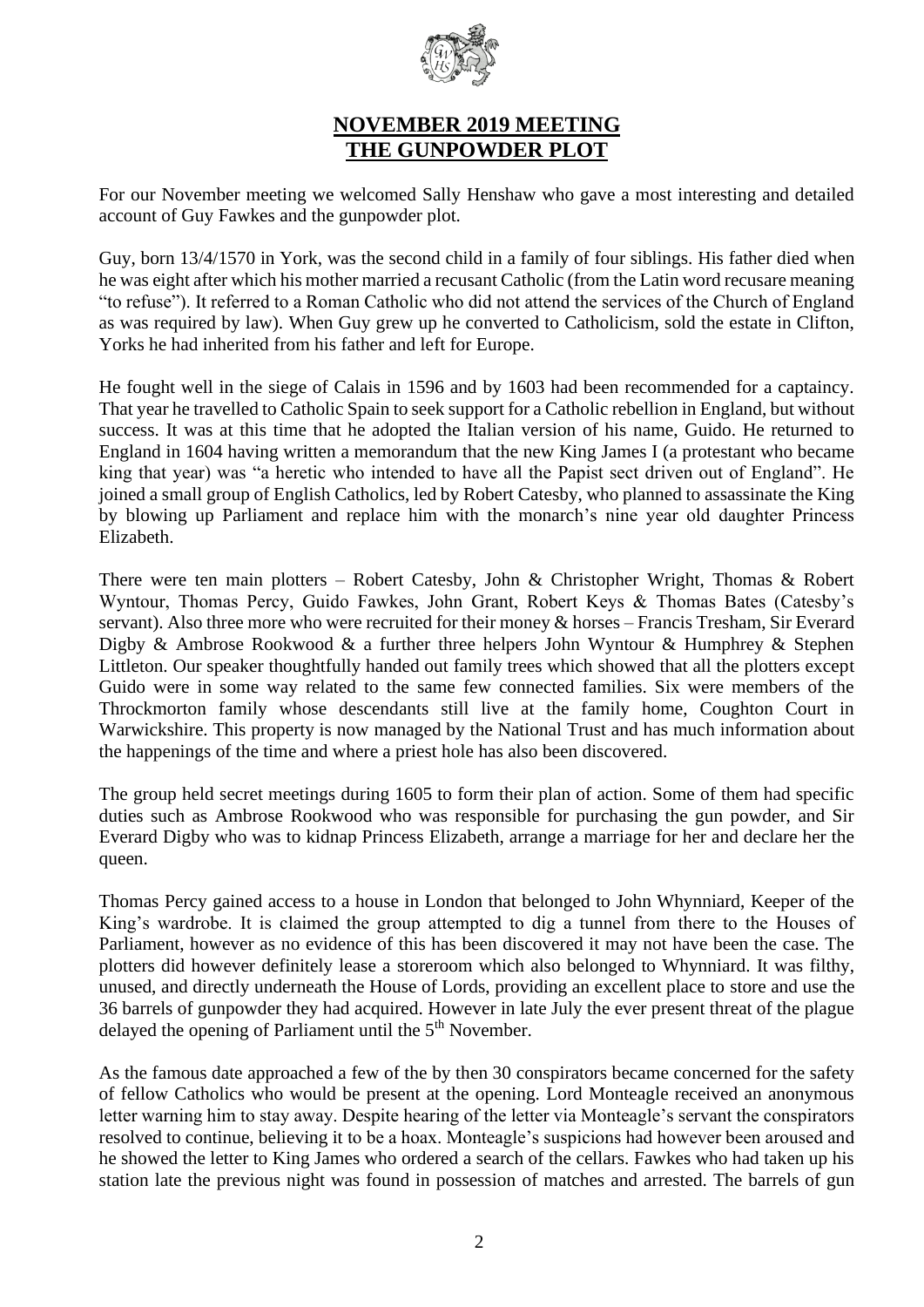# NOVEMBER 2019 MEETING
# THE GUNPOWDER PLOT

For our November meeting we welcomed Sally Henshaw who gave a most interesting and detailed account of Guy Fawkes and the gunpowder plot.

Guy, born 13/4/1570 in York, was the second child in a family of four siblings. His father died when he was eight after which his mother married a recusant Catholic (from the Latin word recusare meaning "to refuse"). It referred to a Roman Catholic who did not attend the services of the Church of England as was required by law). When Guy grew up he converted to Catholicism, sold the estate in Clifton, Yorks he had inherited from his father and left for Europe.

He fought well in the siege of Calais in 1596 and by 1603 had been recommended for a captaincy. That year he travelled to Catholic Spain to seek support for a Catholic rebellion in England, but without success. It was at this time that he adopted the Italian version of his name, Guido. He returned to England in 1604 having written a memorandum that the new King James I (a protestant who became king that year) was "a heretic who intended to have all the Papist sect driven out of England". He joined a small group of English Catholics, led by Robert Catesby, who planned to assassinate the King by blowing up Parliament and replace him with the monarch's nine year old daughter Princess Elizabeth.

There were ten main plotters – Robert Catesby, John & Christopher Wright, Thomas & Robert Wyntour, Thomas Percy, Guido Fawkes, John Grant, Robert Keys & Thomas Bates (Catesby's servant). Also three more who were recruited for their money & horses – Francis Tresham, Sir Everard Digby & Ambrose Rookwood & a further three helpers John Wyntour & Humphrey & Stephen Littleton. Our speaker thoughtfully handed out family trees which showed that all the plotters except Guido were in some way related to the same few connected families. Six were members of the Throckmorton family whose descendants still live at the family home, Coughton Court in Warwickshire. This property is now managed by the National Trust and has much information about the happenings of the time and where a priest hole has also been discovered.

The group held secret meetings during 1605 to form their plan of action. Some of them had specific duties such as Ambrose Rookwood who was responsible for purchasing the gun powder, and Sir Everard Digby who was to kidnap Princess Elizabeth, arrange a marriage for her and declare her the queen.

Thomas Percy gained access to a house in London that belonged to John Whynniard, Keeper of the King's wardrobe. It is claimed the group attempted to dig a tunnel from there to the Houses of Parliament, however as no evidence of this has been discovered it may not have been the case. The plotters did however definitely lease a storeroom which also belonged to Whynniard. It was filthy, unused, and directly underneath the House of Lords, providing an excellent place to store and use the 36 barrels of gunpowder they had acquired. However in late July the ever present threat of the plague delayed the opening of Parliament until the 5th November.

As the famous date approached a few of the by then 30 conspirators became concerned for the safety of fellow Catholics who would be present at the opening. Lord Monteagle received an anonymous letter warning him to stay away. Despite hearing of the letter via Monteagle's servant the conspirators resolved to continue, believing it to be a hoax. Monteagle's suspicions had however been aroused and he showed the letter to King James who ordered a search of the cellars. Fawkes who had taken up his station late the previous night was found in possession of matches and arrested. The barrels of gun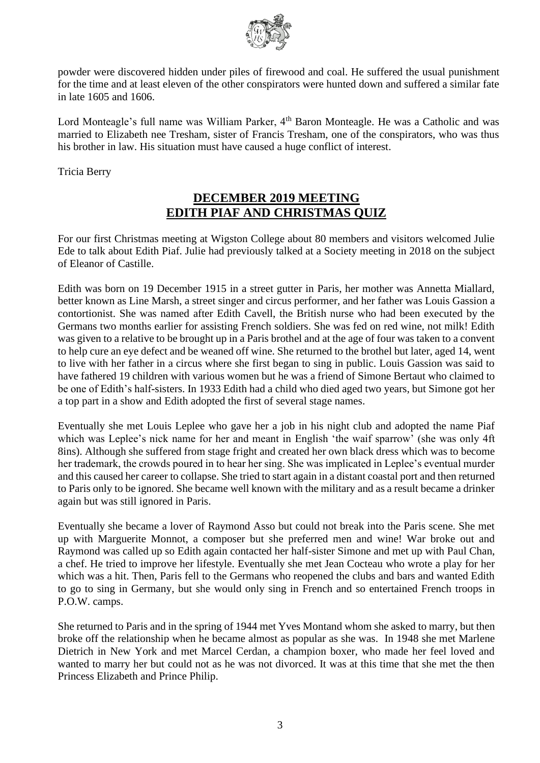powder were discovered hidden under piles of firewood and coal. He suffered the usual punishment for the time and at least eleven of the other conspirators were hunted down and suffered a similar fate in late 1605 and 1606.

Lord Monteagle's full name was William Parker, 4th Baron Monteagle. He was a Catholic and was married to Elizabeth nee Tresham, sister of Francis Tresham, one of the conspirators, who was thus his brother in law. His situation must have caused a huge conflict of interest.

Tricia Berry

## DECEMBER 2019 MEETING
## EDITH PIAF AND CHRISTMAS QUIZ

For our first Christmas meeting at Wigston College about 80 members and visitors welcomed Julie Ede to talk about Edith Piaf. Julie had previously talked at a Society meeting in 2018 on the subject of Eleanor of Castille.

Edith was born on 19 December 1915 in a street gutter in Paris, her mother was Annetta Miallard, better known as Line Marsh, a street singer and circus performer, and her father was Louis Gassion a contortionist. She was named after Edith Cavell, the British nurse who had been executed by the Germans two months earlier for assisting French soldiers. She was fed on red wine, not milk! Edith was given to a relative to be brought up in a Paris brothel and at the age of four was taken to a convent to help cure an eye defect and be weaned off wine. She returned to the brothel but later, aged 14, went to live with her father in a circus where she first began to sing in public. Louis Gassion was said to have fathered 19 children with various women but he was a friend of Simone Bertaut who claimed to be one of Edith's half-sisters. In 1933 Edith had a child who died aged two years, but Simone got her a top part in a show and Edith adopted the first of several stage names.

Eventually she met Louis Leplee who gave her a job in his night club and adopted the name Piaf which was Leplee's nick name for her and meant in English 'the waif sparrow' (she was only 4ft 8ins). Although she suffered from stage fright and created her own black dress which was to become her trademark, the crowds poured in to hear her sing. She was implicated in Leplee's eventual murder and this caused her career to collapse. She tried to start again in a distant coastal port and then returned to Paris only to be ignored. She became well known with the military and as a result became a drinker again but was still ignored in Paris.

Eventually she became a lover of Raymond Asso but could not break into the Paris scene. She met up with Marguerite Monnot, a composer but she preferred men and wine! War broke out and Raymond was called up so Edith again contacted her half-sister Simone and met up with Paul Chan, a chef. He tried to improve her lifestyle. Eventually she met Jean Cocteau who wrote a play for her which was a hit. Then, Paris fell to the Germans who reopened the clubs and bars and wanted Edith to go to sing in Germany, but she would only sing in French and so entertained French troops in P.O.W. camps.

She returned to Paris and in the spring of 1944 met Yves Montand whom she asked to marry, but then broke off the relationship when he became almost as popular as she was. In 1948 she met Marlene Dietrich in New York and met Marcel Cerdan, a champion boxer, who made her feel loved and wanted to marry her but could not as he was not divorced. It was at this time that she met the then Princess Elizabeth and Prince Philip.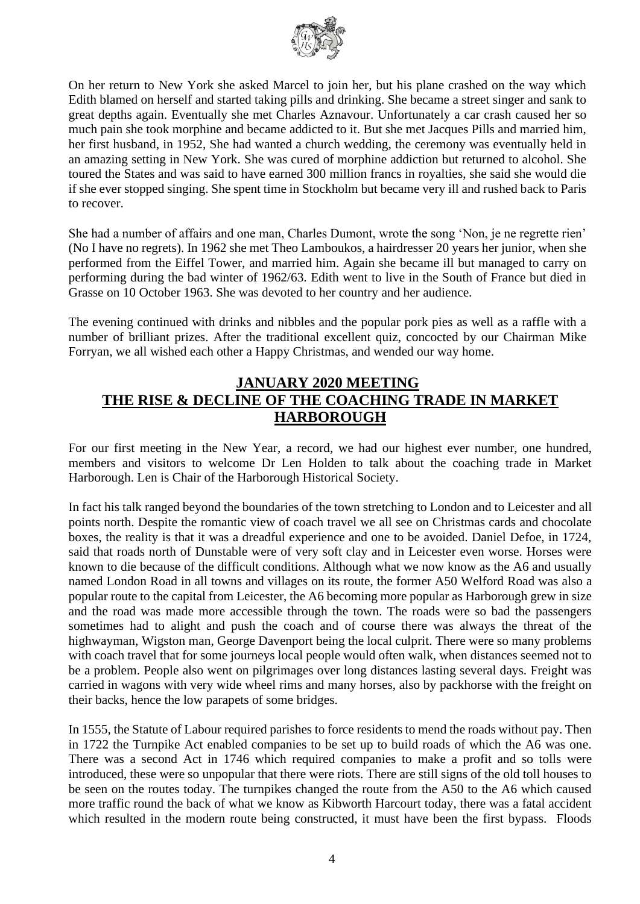On her return to New York she asked Marcel to join her, but his plane crashed on the way which Edith blamed on herself and started taking pills and drinking. She became a street singer and sank to great depths again. Eventually she met Charles Aznavour. Unfortunately a car crash caused her so much pain she took morphine and became addicted to it. But she met Jacques Pills and married him, her first husband, in 1952, She had wanted a church wedding, the ceremony was eventually held in an amazing setting in New York. She was cured of morphine addiction but returned to alcohol. She toured the States and was said to have earned 300 million francs in royalties, she said she would die if she ever stopped singing. She spent time in Stockholm but became very ill and rushed back to Paris to recover.

She had a number of affairs and one man, Charles Dumont, wrote the song 'Non, je ne regrette rien' (No I have no regrets). In 1962 she met Theo Lamboukos, a hairdresser 20 years her junior, when she performed from the Eiffel Tower, and married him. Again she became ill but managed to carry on performing during the bad winter of 1962/63. Edith went to live in the South of France but died in Grasse on 10 October 1963. She was devoted to her country and her audience.

The evening continued with drinks and nibbles and the popular pork pies as well as a raffle with a number of brilliant prizes. After the traditional excellent quiz, concocted by our Chairman Mike Forryan, we all wished each other a Happy Christmas, and wended our way home.

## JANUARY 2020 MEETING
## THE RISE & DECLINE OF THE COACHING TRADE IN MARKET HARBOROUGH

For our first meeting in the New Year, a record, we had our highest ever number, one hundred, members and visitors to welcome Dr Len Holden to talk about the coaching trade in Market Harborough. Len is Chair of the Harborough Historical Society.

In fact his talk ranged beyond the boundaries of the town stretching to London and to Leicester and all points north. Despite the romantic view of coach travel we all see on Christmas cards and chocolate boxes, the reality is that it was a dreadful experience and one to be avoided. Daniel Defoe, in 1724, said that roads north of Dunstable were of very soft clay and in Leicester even worse. Horses were known to die because of the difficult conditions. Although what we now know as the A6 and usually named London Road in all towns and villages on its route, the former A50 Welford Road was also a popular route to the capital from Leicester, the A6 becoming more popular as Harborough grew in size and the road was made more accessible through the town. The roads were so bad the passengers sometimes had to alight and push the coach and of course there was always the threat of the highwayman, Wigston man, George Davenport being the local culprit. There were so many problems with coach travel that for some journeys local people would often walk, when distances seemed not to be a problem. People also went on pilgrimages over long distances lasting several days. Freight was carried in wagons with very wide wheel rims and many horses, also by packhorse with the freight on their backs, hence the low parapets of some bridges.

In 1555, the Statute of Labour required parishes to force residents to mend the roads without pay. Then in 1722 the Turnpike Act enabled companies to be set up to build roads of which the A6 was one. There was a second Act in 1746 which required companies to make a profit and so tolls were introduced, these were so unpopular that there were riots. There are still signs of the old toll houses to be seen on the routes today. The turnpikes changed the route from the A50 to the A6 which caused more traffic round the back of what we know as Kibworth Harcourt today, there was a fatal accident which resulted in the modern route being constructed, it must have been the first bypass. Floods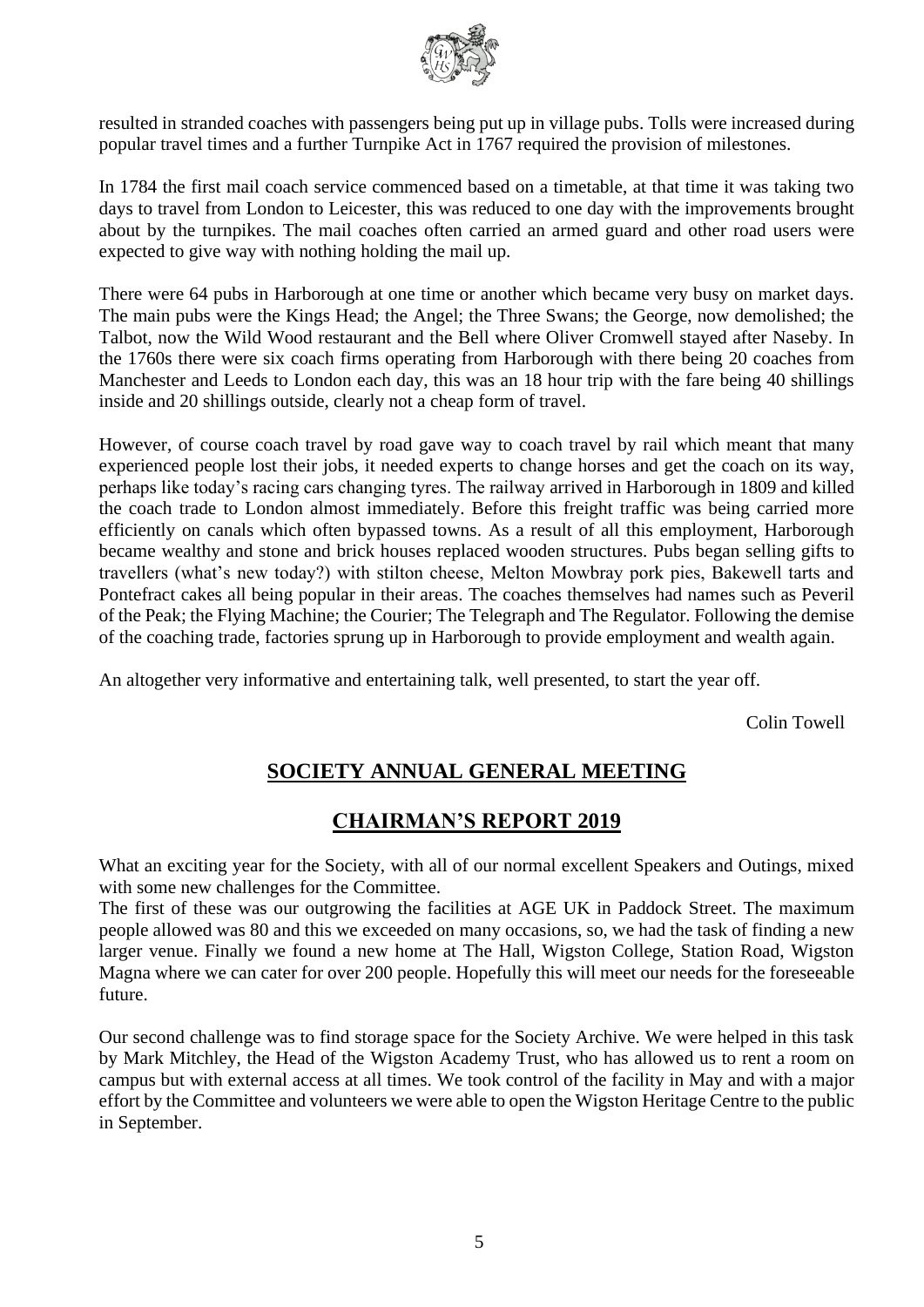resulted in stranded coaches with passengers being put up in village pubs. Tolls were increased during popular travel times and a further Turnpike Act in 1767 required the provision of milestones.

In 1784 the first mail coach service commenced based on a timetable, at that time it was taking two days to travel from London to Leicester, this was reduced to one day with the improvements brought about by the turnpikes. The mail coaches often carried an armed guard and other road users were expected to give way with nothing holding the mail up.

There were 64 pubs in Harborough at one time or another which became very busy on market days. The main pubs were the Kings Head; the Angel; the Three Swans; the George, now demolished; the Talbot, now the Wild Wood restaurant and the Bell where Oliver Cromwell stayed after Naseby. In the 1760s there were six coach firms operating from Harborough with there being 20 coaches from Manchester and Leeds to London each day, this was an 18 hour trip with the fare being 40 shillings inside and 20 shillings outside, clearly not a cheap form of travel.

However, of course coach travel by road gave way to coach travel by rail which meant that many experienced people lost their jobs, it needed experts to change horses and get the coach on its way, perhaps like today's racing cars changing tyres. The railway arrived in Harborough in 1809 and killed the coach trade to London almost immediately. Before this freight traffic was being carried more efficiently on canals which often bypassed towns. As a result of all this employment, Harborough became wealthy and stone and brick houses replaced wooden structures. Pubs began selling gifts to travellers (what's new today?) with stilton cheese, Melton Mowbray pork pies, Bakewell tarts and Pontefract cakes all being popular in their areas. The coaches themselves had names such as Peveril of the Peak; the Flying Machine; the Courier; The Telegraph and The Regulator. Following the demise of the coaching trade, factories sprung up in Harborough to provide employment and wealth again.

An altogether very informative and entertaining talk, well presented, to start the year off.

Colin Towell

## SOCIETY ANNUAL GENERAL MEETING

## CHAIRMAN'S REPORT 2019

What an exciting year for the Society, with all of our normal excellent Speakers and Outings, mixed with some new challenges for the Committee.

The first of these was our outgrowing the facilities at AGE UK in Paddock Street. The maximum people allowed was 80 and this we exceeded on many occasions, so, we had the task of finding a new larger venue. Finally we found a new home at The Hall, Wigston College, Station Road, Wigston Magna where we can cater for over 200 people. Hopefully this will meet our needs for the foreseeable future.

Our second challenge was to find storage space for the Society Archive. We were helped in this task by Mark Mitchley, the Head of the Wigston Academy Trust, who has allowed us to rent a room on campus but with external access at all times. We took control of the facility in May and with a major effort by the Committee and volunteers we were able to open the Wigston Heritage Centre to the public in September.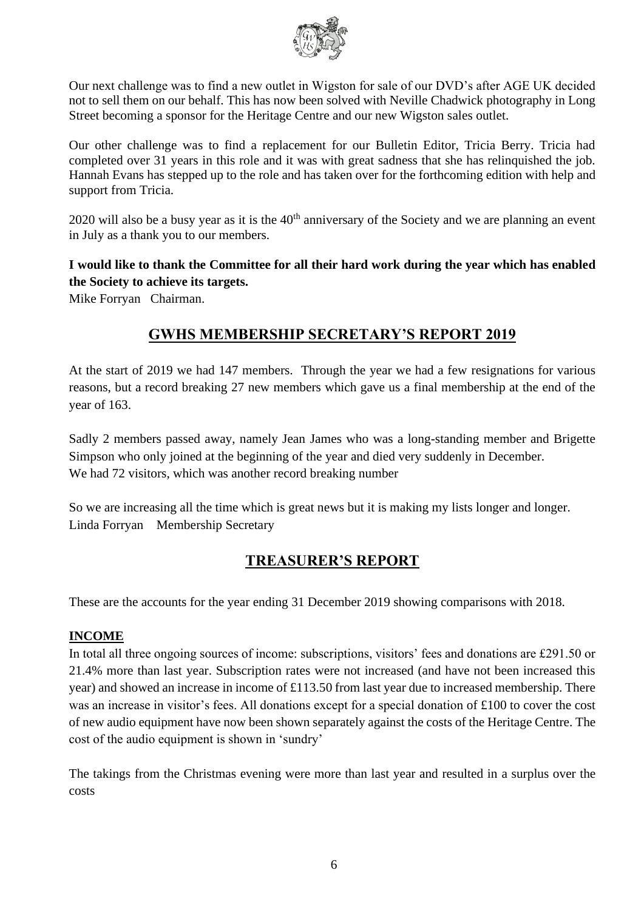Our next challenge was to find a new outlet in Wigston for sale of our DVD's after AGE UK decided not to sell them on our behalf. This has now been solved with Neville Chadwick photography in Long Street becoming a sponsor for the Heritage Centre and our new Wigston sales outlet.

Our other challenge was to find a replacement for our Bulletin Editor, Tricia Berry. Tricia had completed over 31 years in this role and it was with great sadness that she has relinquished the job. Hannah Evans has stepped up to the role and has taken over for the forthcoming edition with help and support from Tricia.

2020 will also be a busy year as it is the 40th anniversary of the Society and we are planning an event in July as a thank you to our members.

**I would like to thank the Committee for all their hard work during the year which has enabled the Society to achieve its targets.**

Mike Forryan Chairman.

## GWHS MEMBERSHIP SECRETARY'S REPORT 2019

At the start of 2019 we had 147 members. Through the year we had a few resignations for various reasons, but a record breaking 27 new members which gave us a final membership at the end of the year of 163.

Sadly 2 members passed away, namely Jean James who was a long-standing member and Brigette Simpson who only joined at the beginning of the year and died very suddenly in December.
We had 72 visitors, which was another record breaking number

So we are increasing all the time which is great news but it is making my lists longer and longer.
Linda Forryan Membership Secretary

## TREASURER'S REPORT

These are the accounts for the year ending 31 December 2019 showing comparisons with 2018.

### INCOME

In total all three ongoing sources of income: subscriptions, visitors' fees and donations are £291.50 or 21.4% more than last year. Subscription rates were not increased (and have not been increased this year) and showed an increase in income of £113.50 from last year due to increased membership. There was an increase in visitor's fees. All donations except for a special donation of £100 to cover the cost of new audio equipment have now been shown separately against the costs of the Heritage Centre. The cost of the audio equipment is shown in 'sundry'

The takings from the Christmas evening were more than last year and resulted in a surplus over the costs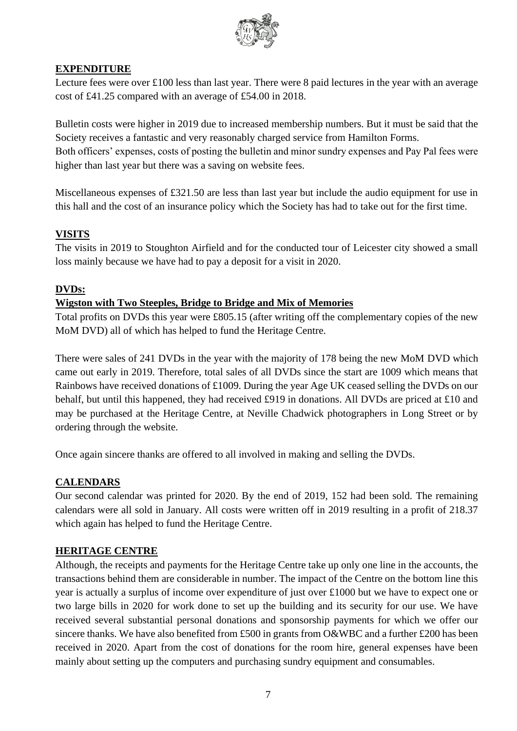## EXPENDITURE

Lecture fees were over £100 less than last year. There were 8 paid lectures in the year with an average cost of £41.25 compared with an average of £54.00 in 2018.

Bulletin costs were higher in 2019 due to increased membership numbers. But it must be said that the Society receives a fantastic and very reasonably charged service from Hamilton Forms.
Both officers' expenses, costs of posting the bulletin and minor sundry expenses and Pay Pal fees were higher than last year but there was a saving on website fees.

Miscellaneous expenses of £321.50 are less than last year but include the audio equipment for use in this hall and the cost of an insurance policy which the Society has had to take out for the first time.

## VISITS

The visits in 2019 to Stoughton Airfield and for the conducted tour of Leicester city showed a small loss mainly because we have had to pay a deposit for a visit in 2020.

## DVDs:

### Wigston with Two Steeples, Bridge to Bridge and Mix of Memories

Total profits on DVDs this year were £805.15 (after writing off the complementary copies of the new MoM DVD) all of which has helped to fund the Heritage Centre.

There were sales of 241 DVDs in the year with the majority of 178 being the new MoM DVD which came out early in 2019. Therefore, total sales of all DVDs since the start are 1009 which means that Rainbows have received donations of £1009. During the year Age UK ceased selling the DVDs on our behalf, but until this happened, they had received £919 in donations. All DVDs are priced at £10 and may be purchased at the Heritage Centre, at Neville Chadwick photographers in Long Street or by ordering through the website.

Once again sincere thanks are offered to all involved in making and selling the DVDs.

## CALENDARS

Our second calendar was printed for 2020. By the end of 2019, 152 had been sold. The remaining calendars were all sold in January. All costs were written off in 2019 resulting in a profit of 218.37 which again has helped to fund the Heritage Centre.

## HERITAGE CENTRE

Although, the receipts and payments for the Heritage Centre take up only one line in the accounts, the transactions behind them are considerable in number. The impact of the Centre on the bottom line this year is actually a surplus of income over expenditure of just over £1000 but we have to expect one or two large bills in 2020 for work done to set up the building and its security for our use. We have received several substantial personal donations and sponsorship payments for which we offer our sincere thanks. We have also benefited from £500 in grants from O&WBC and a further £200 has been received in 2020. Apart from the cost of donations for the room hire, general expenses have been mainly about setting up the computers and purchasing sundry equipment and consumables.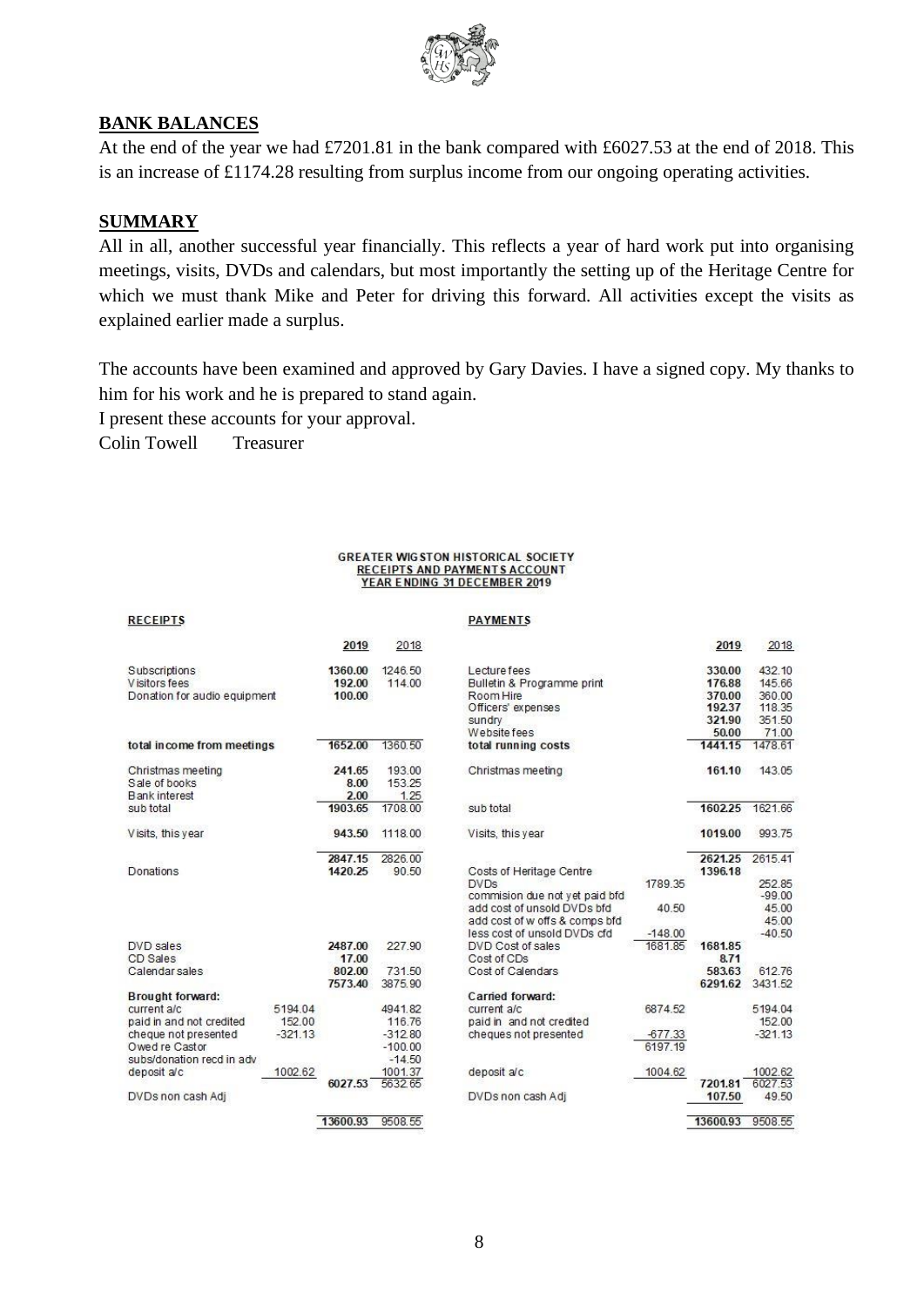## BANK BALANCES

At the end of the year we had £7201.81 in the bank compared with £6027.53 at the end of 2018. This is an increase of £1174.28 resulting from surplus income from our ongoing operating activities.

## SUMMARY

All in all, another successful year financially. This reflects a year of hard work put into organising meetings, visits, DVDs and calendars, but most importantly the setting up of the Heritage Centre for which we must thank Mike and Peter for driving this forward. All activities except the visits as explained earlier made a surplus.

The accounts have been examined and approved by Gary Davies. I have a signed copy. My thanks to him for his work and he is prepared to stand again.

I present these accounts for your approval.

Colin Towell Treasurer

**GREATER WIGSTON HISTORICAL SOCIETY**
**RECEIPTS AND PAYMENTS ACCOUNT**
**YEAR ENDING 31 DECEMBER 2019**

| RECEIPTS | | 2019 | 2018 | PAYMENTS | | 2019 | 2018 |
|---|---|---|---|---|---|---|---|
| Subscriptions | | 1360.00 | 1246.50 | Lecture fees | | 330.00 | 432.10 |
| Visitors fees | | 192.00 | 114.00 | Bulletin & Programme print | | 176.88 | 145.66 |
| Donation for audio equipment | | 100.00 | | Room Hire | | 370.00 | 360.00 |
| | | | | Officers' expenses | | 192.37 | 118.35 |
| | | | | sundry | | 321.90 | 351.50 |
| | | | | Website fees | | 50.00 | 71.00 |
| total income from meetings | | 1652.00 | 1360.50 | total running costs | | 1441.15 | 1478.61 |
| Christmas meeting | | 241.65 | 193.00 | Christmas meeting | | 161.10 | 143.05 |
| Sale of books | | 8.00 | 153.25 | | | | |
| Bank interest | | 2.00 | 1.25 | | | | |
| sub total | | 1903.65 | 1708.00 | sub total | | 1602.25 | 1621.66 |
| Visits, this year | | 943.50 | 1118.00 | Visits, this year | | 1019.00 | 993.75 |
| | | 2847.15 | 2826.00 | | | 2621.25 | 2615.41 |
| Donations | | 1420.25 | 90.50 | Costs of Heritage Centre | | 1396.18 | |
| | | | | DVDs | 1789.35 | | 252.85 |
| | | | | commision due not yet paid bfd | | | -99.00 |
| | | | | add cost of unsold DVDs bfd | 40.50 | | 45.00 |
| | | | | add cost of w offs & comps bfd | | | 45.00 |
| | | | | less cost of unsold DVDs cfd | -148.00 | | -40.50 |
| DVD sales | | 2487.00 | 227.90 | DVD Cost of sales | 1681.85 | 1681.85 | |
| CD Sales | | 17.00 | | Cost of CDs | | 8.71 | |
| Calendar sales | | 802.00 | 731.50 | Cost of Calendars | | 583.63 | 612.76 |
| | | 7573.40 | 3875.90 | | | 6291.62 | 3431.52 |
| **Brought forward:** | | | | **Carried forward:** | | | |
| current a/c | 5194.04 | | 4941.82 | current a/c | 6874.52 | | 5194.04 |
| paid in and not credited | 152.00 | | 116.76 | paid in and not credited | | | 152.00 |
| cheque not presented | -321.13 | | -312.80 | cheques not presented | -677.33 | | -321.13 |
| Owed re Castor | | | -100.00 | | 6197.19 | | |
| subs/donation recd in adv | | | -14.50 | | | | |
| deposit a/c | 1002.62 | | 1001.37 | deposit a/c | 1004.62 | | 1002.62 |
| | | 6027.53 | 5632.65 | | | 7201.81 | 6027.53 |
| DVDs non cash Adj | | | | DVDs non cash Adj | | 107.50 | 49.50 |
| | | 13600.93 | 9508.55 | | | 13600.93 | 9508.55 |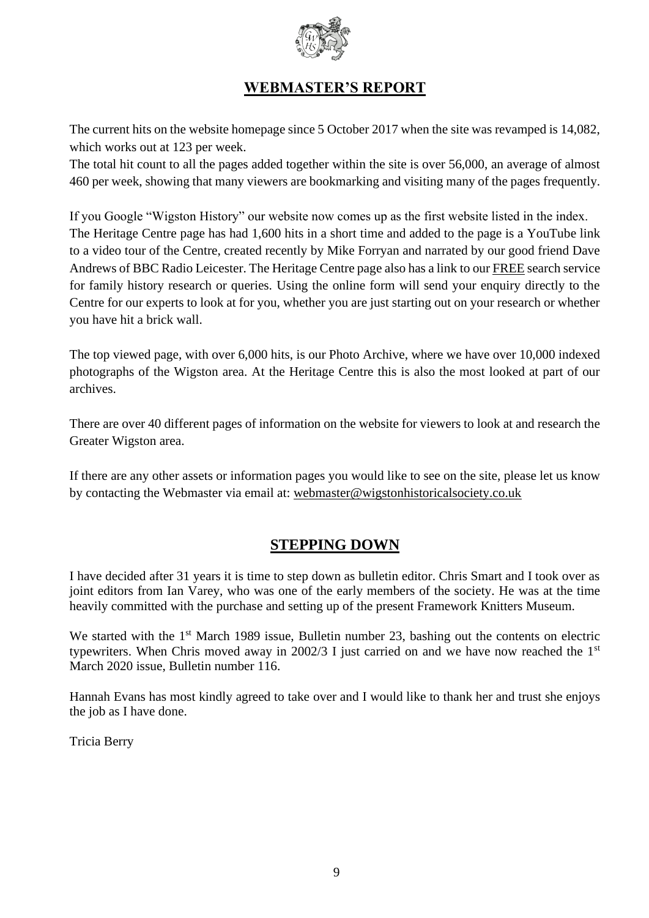## WEBMASTER'S REPORT

The current hits on the website homepage since 5 October 2017 when the site was revamped is 14,082, which works out at 123 per week.
The total hit count to all the pages added together within the site is over 56,000, an average of almost 460 per week, showing that many viewers are bookmarking and visiting many of the pages frequently.

If you Google "Wigston History" our website now comes up as the first website listed in the index.
The Heritage Centre page has had 1,600 hits in a short time and added to the page is a YouTube link to a video tour of the Centre, created recently by Mike Forryan and narrated by our good friend Dave Andrews of BBC Radio Leicester. The Heritage Centre page also has a link to our FREE search service for family history research or queries. Using the online form will send your enquiry directly to the Centre for our experts to look at for you, whether you are just starting out on your research or whether you have hit a brick wall.

The top viewed page, with over 6,000 hits, is our Photo Archive, where we have over 10,000 indexed photographs of the Wigston area. At the Heritage Centre this is also the most looked at part of our archives.

There are over 40 different pages of information on the website for viewers to look at and research the Greater Wigston area.

If there are any other assets or information pages you would like to see on the site, please let us know by contacting the Webmaster via email at: webmaster@wigstonhistoricalsociety.co.uk

## STEPPING DOWN

I have decided after 31 years it is time to step down as bulletin editor. Chris Smart and I took over as joint editors from Ian Varey, who was one of the early members of the society. He was at the time heavily committed with the purchase and setting up of the present Framework Knitters Museum.

We started with the 1st March 1989 issue, Bulletin number 23, bashing out the contents on electric typewriters. When Chris moved away in 2002/3 I just carried on and we have now reached the 1st March 2020 issue, Bulletin number 116.

Hannah Evans has most kindly agreed to take over and I would like to thank her and trust she enjoys the job as I have done.

Tricia Berry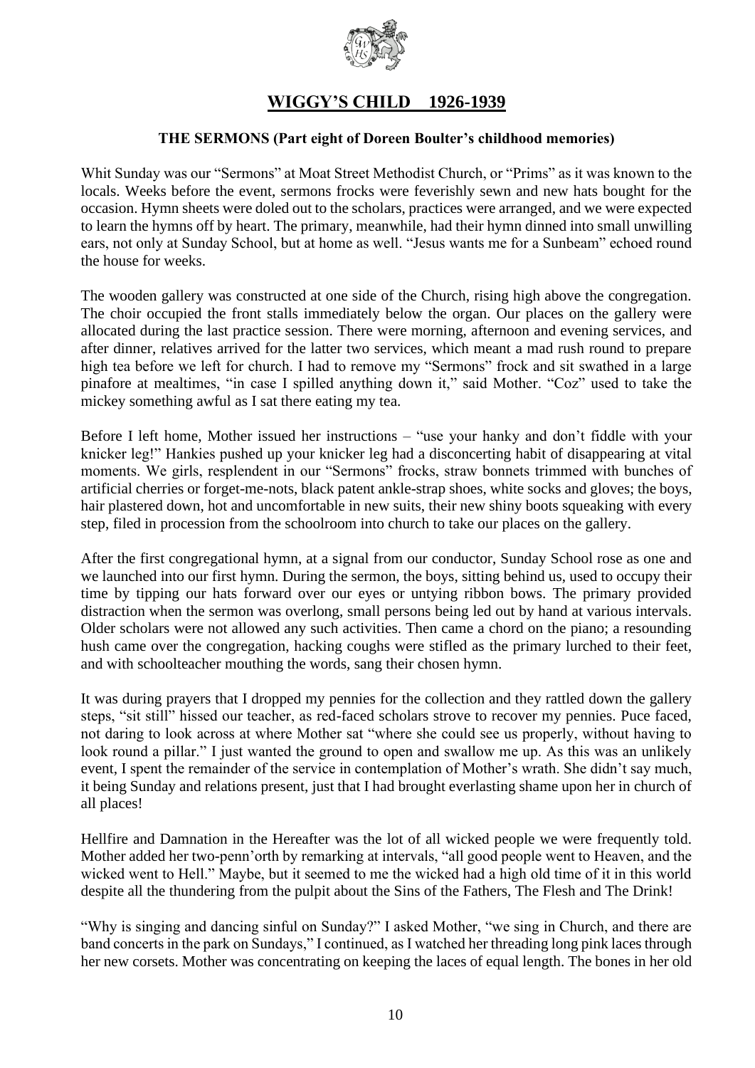# WIGGY'S CHILD 1926-1939

### THE SERMONS (Part eight of Doreen Boulter's childhood memories)

Whit Sunday was our "Sermons" at Moat Street Methodist Church, or "Prims" as it was known to the locals. Weeks before the event, sermons frocks were feverishly sewn and new hats bought for the occasion. Hymn sheets were doled out to the scholars, practices were arranged, and we were expected to learn the hymns off by heart. The primary, meanwhile, had their hymn dinned into small unwilling ears, not only at Sunday School, but at home as well. "Jesus wants me for a Sunbeam" echoed round the house for weeks.

The wooden gallery was constructed at one side of the Church, rising high above the congregation. The choir occupied the front stalls immediately below the organ. Our places on the gallery were allocated during the last practice session. There were morning, afternoon and evening services, and after dinner, relatives arrived for the latter two services, which meant a mad rush round to prepare high tea before we left for church. I had to remove my "Sermons" frock and sit swathed in a large pinafore at mealtimes, "in case I spilled anything down it," said Mother. "Coz" used to take the mickey something awful as I sat there eating my tea.

Before I left home, Mother issued her instructions – "use your hanky and don't fiddle with your knicker leg!" Hankies pushed up your knicker leg had a disconcerting habit of disappearing at vital moments. We girls, resplendent in our "Sermons" frocks, straw bonnets trimmed with bunches of artificial cherries or forget-me-nots, black patent ankle-strap shoes, white socks and gloves; the boys, hair plastered down, hot and uncomfortable in new suits, their new shiny boots squeaking with every step, filed in procession from the schoolroom into church to take our places on the gallery.

After the first congregational hymn, at a signal from our conductor, Sunday School rose as one and we launched into our first hymn. During the sermon, the boys, sitting behind us, used to occupy their time by tipping our hats forward over our eyes or untying ribbon bows. The primary provided distraction when the sermon was overlong, small persons being led out by hand at various intervals. Older scholars were not allowed any such activities. Then came a chord on the piano; a resounding hush came over the congregation, hacking coughs were stifled as the primary lurched to their feet, and with schoolteacher mouthing the words, sang their chosen hymn.

It was during prayers that I dropped my pennies for the collection and they rattled down the gallery steps, "sit still" hissed our teacher, as red-faced scholars strove to recover my pennies. Puce faced, not daring to look across at where Mother sat "where she could see us properly, without having to look round a pillar." I just wanted the ground to open and swallow me up. As this was an unlikely event, I spent the remainder of the service in contemplation of Mother's wrath. She didn't say much, it being Sunday and relations present, just that I had brought everlasting shame upon her in church of all places!

Hellfire and Damnation in the Hereafter was the lot of all wicked people we were frequently told. Mother added her two-penn'orth by remarking at intervals, "all good people went to Heaven, and the wicked went to Hell." Maybe, but it seemed to me the wicked had a high old time of it in this world despite all the thundering from the pulpit about the Sins of the Fathers, The Flesh and The Drink!

"Why is singing and dancing sinful on Sunday?" I asked Mother, "we sing in Church, and there are band concerts in the park on Sundays," I continued, as I watched her threading long pink laces through her new corsets. Mother was concentrating on keeping the laces of equal length. The bones in her old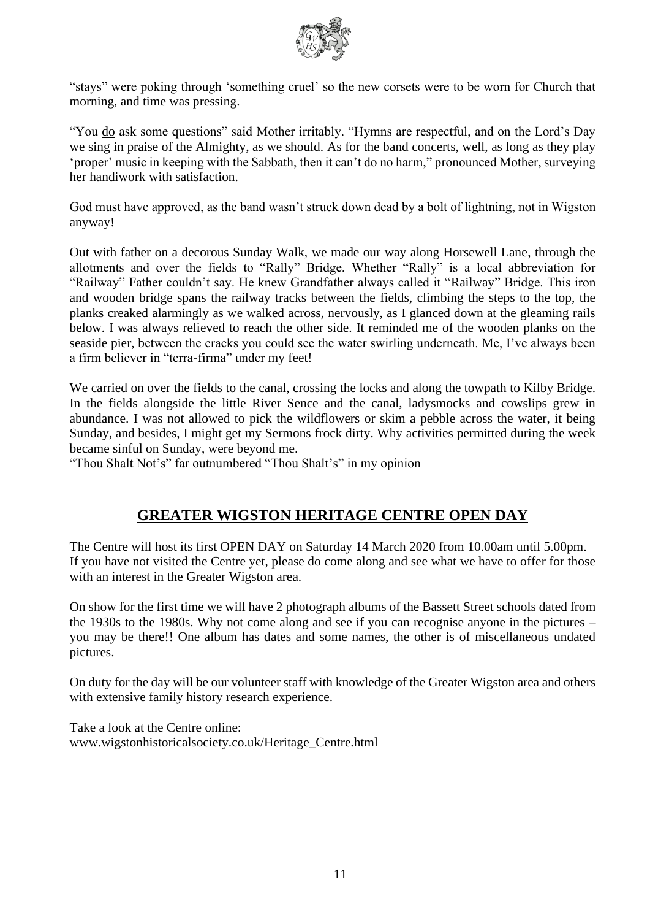"stays" were poking through 'something cruel' so the new corsets were to be worn for Church that morning, and time was pressing.

"You do ask some questions" said Mother irritably. "Hymns are respectful, and on the Lord's Day we sing in praise of the Almighty, as we should. As for the band concerts, well, as long as they play 'proper' music in keeping with the Sabbath, then it can't do no harm," pronounced Mother, surveying her handiwork with satisfaction.

God must have approved, as the band wasn't struck down dead by a bolt of lightning, not in Wigston anyway!

Out with father on a decorous Sunday Walk, we made our way along Horsewell Lane, through the allotments and over the fields to "Rally" Bridge. Whether "Rally" is a local abbreviation for "Railway" Father couldn't say. He knew Grandfather always called it "Railway" Bridge. This iron and wooden bridge spans the railway tracks between the fields, climbing the steps to the top, the planks creaked alarmingly as we walked across, nervously, as I glanced down at the gleaming rails below. I was always relieved to reach the other side. It reminded me of the wooden planks on the seaside pier, between the cracks you could see the water swirling underneath. Me, I've always been a firm believer in "terra-firma" under my feet!

We carried on over the fields to the canal, crossing the locks and along the towpath to Kilby Bridge. In the fields alongside the little River Sence and the canal, ladysmocks and cowslips grew in abundance. I was not allowed to pick the wildflowers or skim a pebble across the water, it being Sunday, and besides, I might get my Sermons frock dirty. Why activities permitted during the week became sinful on Sunday, were beyond me.
"Thou Shalt Not's" far outnumbered "Thou Shalt's" in my opinion

## GREATER WIGSTON HERITAGE CENTRE OPEN DAY

The Centre will host its first OPEN DAY on Saturday 14 March 2020 from 10.00am until 5.00pm. If you have not visited the Centre yet, please do come along and see what we have to offer for those with an interest in the Greater Wigston area.

On show for the first time we will have 2 photograph albums of the Bassett Street schools dated from the 1930s to the 1980s. Why not come along and see if you can recognise anyone in the pictures – you may be there!! One album has dates and some names, the other is of miscellaneous undated pictures.

On duty for the day will be our volunteer staff with knowledge of the Greater Wigston area and others with extensive family history research experience.

Take a look at the Centre online:
www.wigstonhistoricalsociety.co.uk/Heritage_Centre.html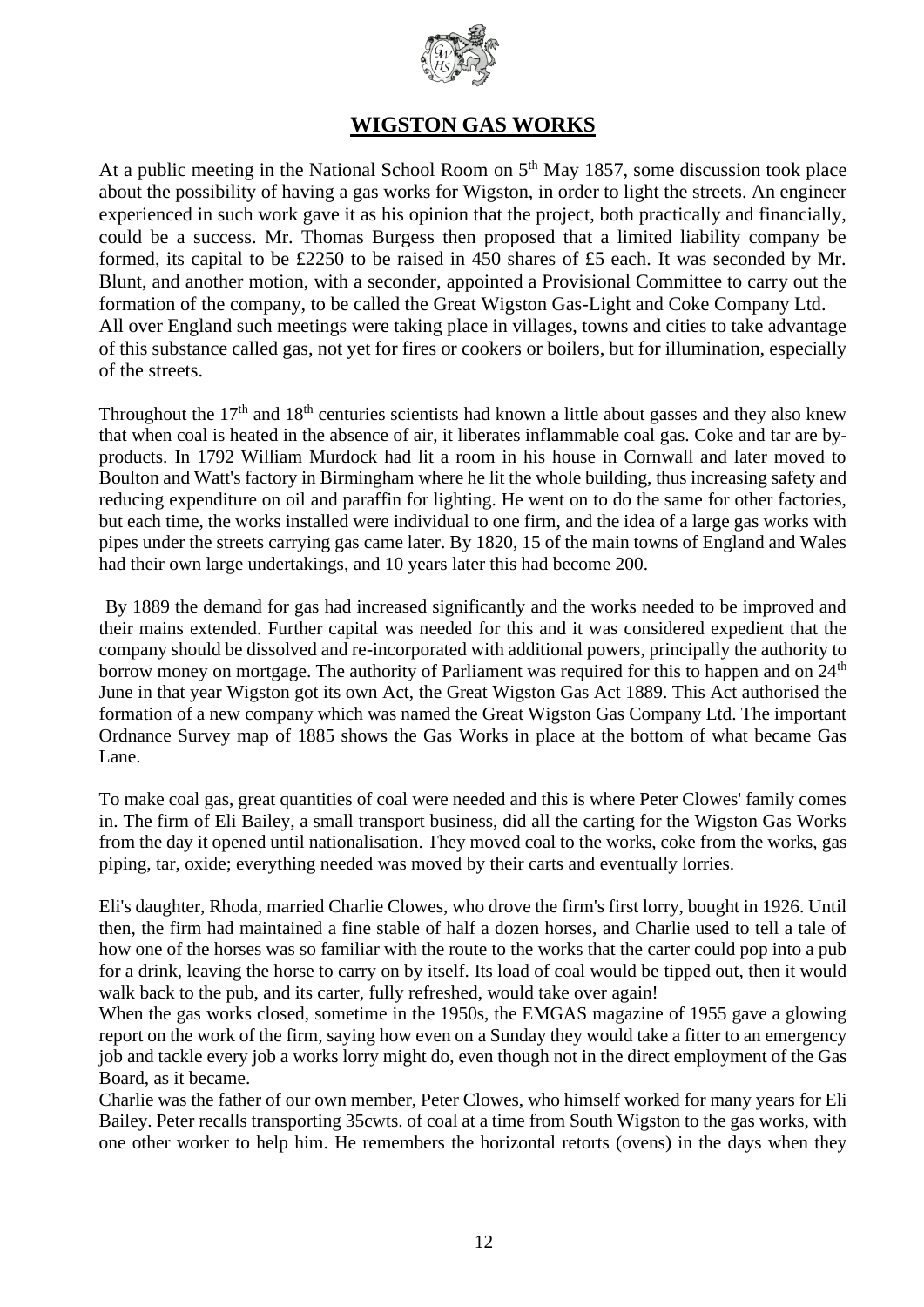## WIGSTON GAS WORKS

At a public meeting in the National School Room on 5th May 1857, some discussion took place about the possibility of having a gas works for Wigston, in order to light the streets. An engineer experienced in such work gave it as his opinion that the project, both practically and financially, could be a success. Mr. Thomas Burgess then proposed that a limited liability company be formed, its capital to be £2250 to be raised in 450 shares of £5 each. It was seconded by Mr. Blunt, and another motion, with a seconder, appointed a Provisional Committee to carry out the formation of the company, to be called the Great Wigston Gas-Light and Coke Company Ltd.

All over England such meetings were taking place in villages, towns and cities to take advantage of this substance called gas, not yet for fires or cookers or boilers, but for illumination, especially of the streets.

Throughout the 17th and 18th centuries scientists had known a little about gasses and they also knew that when coal is heated in the absence of air, it liberates inflammable coal gas. Coke and tar are by-products. In 1792 William Murdock had lit a room in his house in Cornwall and later moved to Boulton and Watt's factory in Birmingham where he lit the whole building, thus increasing safety and reducing expenditure on oil and paraffin for lighting. He went on to do the same for other factories, but each time, the works installed were individual to one firm, and the idea of a large gas works with pipes under the streets carrying gas came later. By 1820, 15 of the main towns of England and Wales had their own large undertakings, and 10 years later this had become 200.

By 1889 the demand for gas had increased significantly and the works needed to be improved and their mains extended. Further capital was needed for this and it was considered expedient that the company should be dissolved and re-incorporated with additional powers, principally the authority to borrow money on mortgage. The authority of Parliament was required for this to happen and on 24th June in that year Wigston got its own Act, the Great Wigston Gas Act 1889. This Act authorised the formation of a new company which was named the Great Wigston Gas Company Ltd. The important Ordnance Survey map of 1885 shows the Gas Works in place at the bottom of what became Gas Lane.

To make coal gas, great quantities of coal were needed and this is where Peter Clowes' family comes in. The firm of Eli Bailey, a small transport business, did all the carting for the Wigston Gas Works from the day it opened until nationalisation. They moved coal to the works, coke from the works, gas piping, tar, oxide; everything needed was moved by their carts and eventually lorries.

Eli's daughter, Rhoda, married Charlie Clowes, who drove the firm's first lorry, bought in 1926. Until then, the firm had maintained a fine stable of half a dozen horses, and Charlie used to tell a tale of how one of the horses was so familiar with the route to the works that the carter could pop into a pub for a drink, leaving the horse to carry on by itself. Its load of coal would be tipped out, then it would walk back to the pub, and its carter, fully refreshed, would take over again!

When the gas works closed, sometime in the 1950s, the EMGAS magazine of 1955 gave a glowing report on the work of the firm, saying how even on a Sunday they would take a fitter to an emergency job and tackle every job a works lorry might do, even though not in the direct employment of the Gas Board, as it became.

Charlie was the father of our own member, Peter Clowes, who himself worked for many years for Eli Bailey. Peter recalls transporting 35cwts. of coal at a time from South Wigston to the gas works, with one other worker to help him. He remembers the horizontal retorts (ovens) in the days when they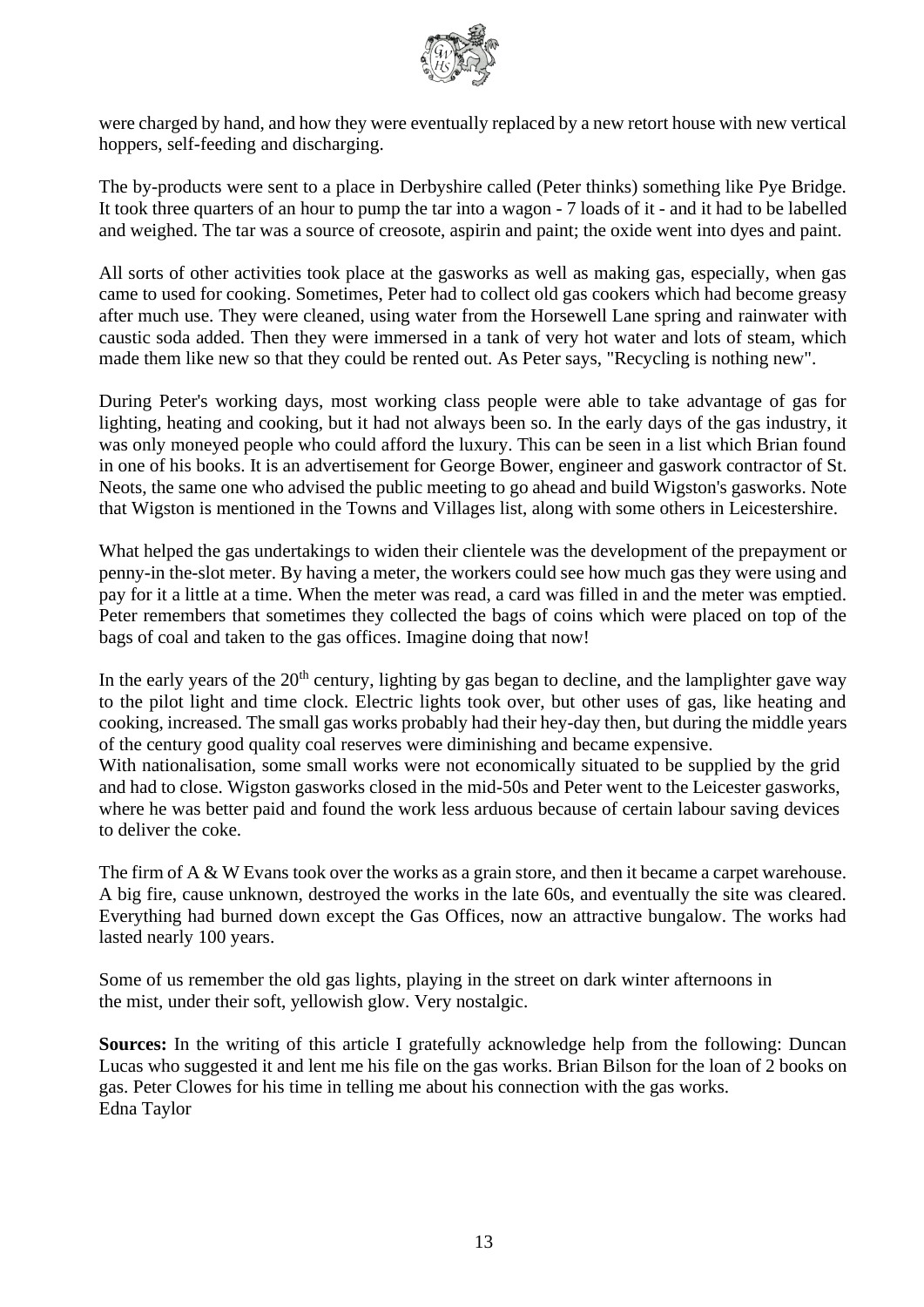were charged by hand, and how they were eventually replaced by a new retort house with new vertical hoppers, self-feeding and discharging.

The by-products were sent to a place in Derbyshire called (Peter thinks) something like Pye Bridge. It took three quarters of an hour to pump the tar into a wagon - 7 loads of it - and it had to be labelled and weighed. The tar was a source of creosote, aspirin and paint; the oxide went into dyes and paint.

All sorts of other activities took place at the gasworks as well as making gas, especially, when gas came to used for cooking. Sometimes, Peter had to collect old gas cookers which had become greasy after much use. They were cleaned, using water from the Horsewell Lane spring and rainwater with caustic soda added. Then they were immersed in a tank of very hot water and lots of steam, which made them like new so that they could be rented out. As Peter says, "Recycling is nothing new".

During Peter's working days, most working class people were able to take advantage of gas for lighting, heating and cooking, but it had not always been so. In the early days of the gas industry, it was only moneyed people who could afford the luxury. This can be seen in a list which Brian found in one of his books. It is an advertisement for George Bower, engineer and gaswork contractor of St. Neots, the same one who advised the public meeting to go ahead and build Wigston's gasworks. Note that Wigston is mentioned in the Towns and Villages list, along with some others in Leicestershire.

What helped the gas undertakings to widen their clientele was the development of the prepayment or penny-in the-slot meter. By having a meter, the workers could see how much gas they were using and pay for it a little at a time. When the meter was read, a card was filled in and the meter was emptied. Peter remembers that sometimes they collected the bags of coins which were placed on top of the bags of coal and taken to the gas offices. Imagine doing that now!

In the early years of the 20th century, lighting by gas began to decline, and the lamplighter gave way to the pilot light and time clock. Electric lights took over, but other uses of gas, like heating and cooking, increased. The small gas works probably had their hey-day then, but during the middle years of the century good quality coal reserves were diminishing and became expensive.
With nationalisation, some small works were not economically situated to be supplied by the grid and had to close. Wigston gasworks closed in the mid-50s and Peter went to the Leicester gasworks, where he was better paid and found the work less arduous because of certain labour saving devices to deliver the coke.

The firm of A & W Evans took over the works as a grain store, and then it became a carpet warehouse. A big fire, cause unknown, destroyed the works in the late 60s, and eventually the site was cleared. Everything had burned down except the Gas Offices, now an attractive bungalow. The works had lasted nearly 100 years.

Some of us remember the old gas lights, playing in the street on dark winter afternoons in the mist, under their soft, yellowish glow. Very nostalgic.

**Sources:** In the writing of this article I gratefully acknowledge help from the following: Duncan Lucas who suggested it and lent me his file on the gas works. Brian Bilson for the loan of 2 books on gas. Peter Clowes for his time in telling me about his connection with the gas works.
Edna Taylor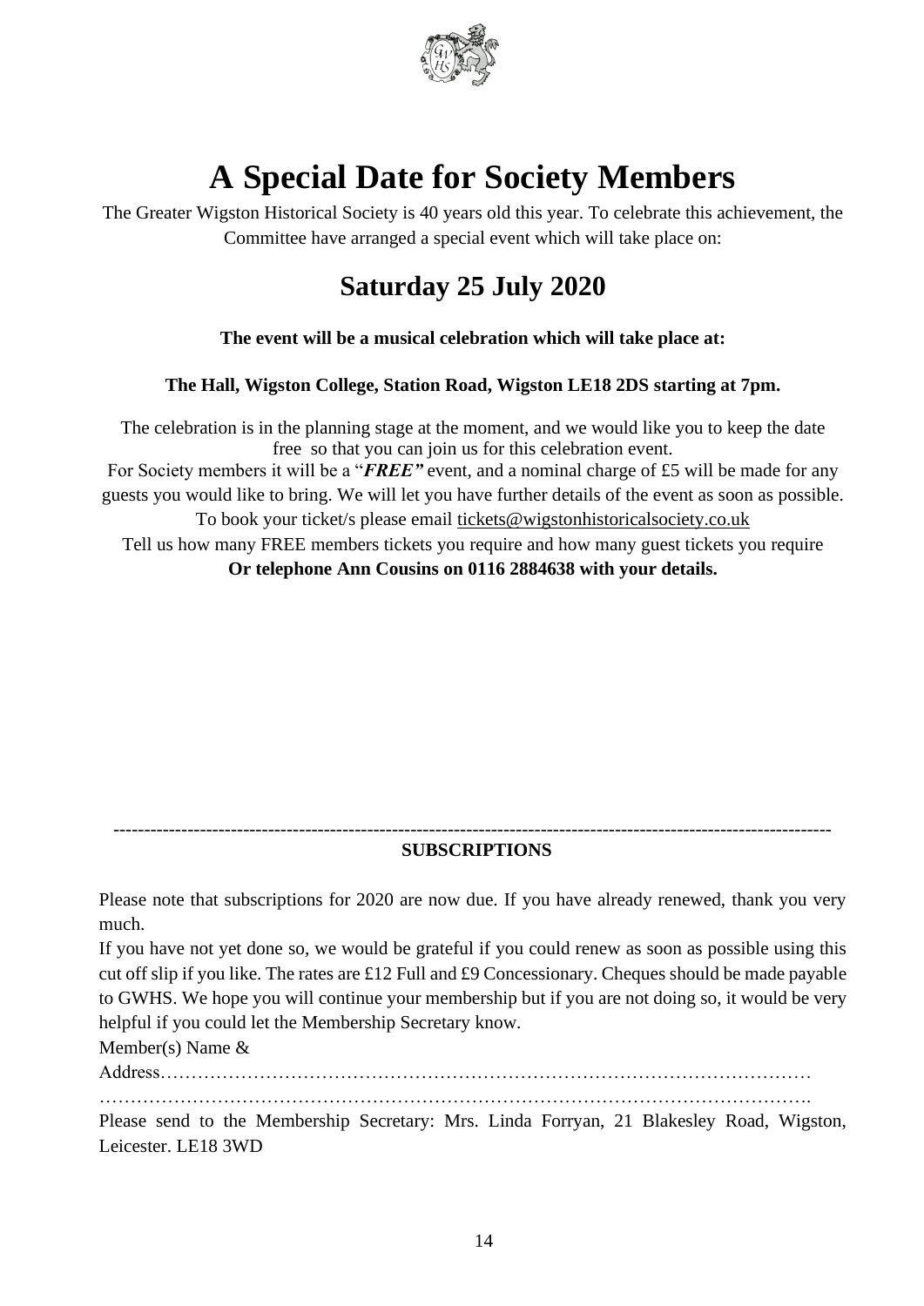# A Special Date for Society Members

The Greater Wigston Historical Society is 40 years old this year. To celebrate this achievement, the Committee have arranged a special event which will take place on:

## Saturday 25 July 2020

**The event will be a musical celebration which will take place at:**

**The Hall, Wigston College, Station Road, Wigston LE18 2DS starting at 7pm.**

The celebration is in the planning stage at the moment, and we would like you to keep the date free so that you can join us for this celebration event.

For Society members it will be a "***FREE"*** event, and a nominal charge of £5 will be made for any guests you would like to bring. We will let you have further details of the event as soon as possible.

To book your ticket/s please email tickets@wigstonhistoricalsociety.co.uk

Tell us how many FREE members tickets you require and how many guest tickets you require

**Or telephone Ann Cousins on 0116 2884638 with your details.**

---

**SUBSCRIPTIONS**

Please note that subscriptions for 2020 are now due. If you have already renewed, thank you very much.

If you have not yet done so, we would be grateful if you could renew as soon as possible using this cut off slip if you like. The rates are £12 Full and £9 Concessionary. Cheques should be made payable to GWHS. We hope you will continue your membership but if you are not doing so, it would be very helpful if you could let the Membership Secretary know.

Member(s) Name &

Address…………………………………………………………………………………………

……………………………………………………………………………………………………….

Please send to the Membership Secretary: Mrs. Linda Forryan, 21 Blakesley Road, Wigston, Leicester. LE18 3WD